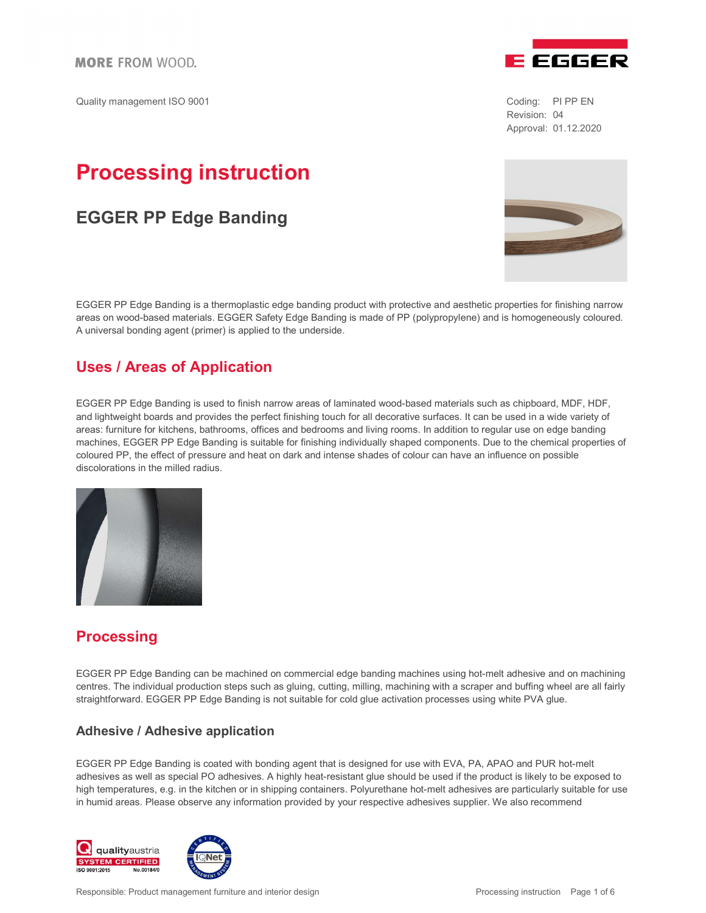MORE FROM WOOD.

Quality management ISO 9001

Coding: PI PP EN
Revision: 04
Approval: 01.12.2020

# Processing instruction

## EGGER PP Edge Banding

EGGER PP Edge Banding is a thermoplastic edge banding product with protective and aesthetic properties for finishing narrow areas on wood-based materials. EGGER Safety Edge Banding is made of PP (polypropylene) and is homogeneously coloured. A universal bonding agent (primer) is applied to the underside.

## Uses / Areas of Application

EGGER PP Edge Banding is used to finish narrow areas of laminated wood-based materials such as chipboard, MDF, HDF, and lightweight boards and provides the perfect finishing touch for all decorative surfaces. It can be used in a wide variety of areas: furniture for kitchens, bathrooms, offices and bedrooms and living rooms. In addition to regular use on edge banding machines, EGGER PP Edge Banding is suitable for finishing individually shaped components. Due to the chemical properties of coloured PP, the effect of pressure and heat on dark and intense shades of colour can have an influence on possible discolorations in the milled radius.

## Processing

EGGER PP Edge Banding can be machined on commercial edge banding machines using hot-melt adhesive and on machining centres. The individual production steps such as gluing, cutting, milling, machining with a scraper and buffing wheel are all fairly straightforward. EGGER PP Edge Banding is not suitable for cold glue activation processes using white PVA glue.

### Adhesive / Adhesive application

EGGER PP Edge Banding is coated with bonding agent that is designed for use with EVA, PA, APAO and PUR hot-melt adhesives as well as special PO adhesives. A highly heat-resistant glue should be used if the product is likely to be exposed to high temperatures, e.g. in the kitchen or in shipping containers. Polyurethane hot-melt adhesives are particularly suitable for use in humid areas. Please observe any information provided by your respective adhesives supplier. We also recommend

Responsible: Product management furniture and interior design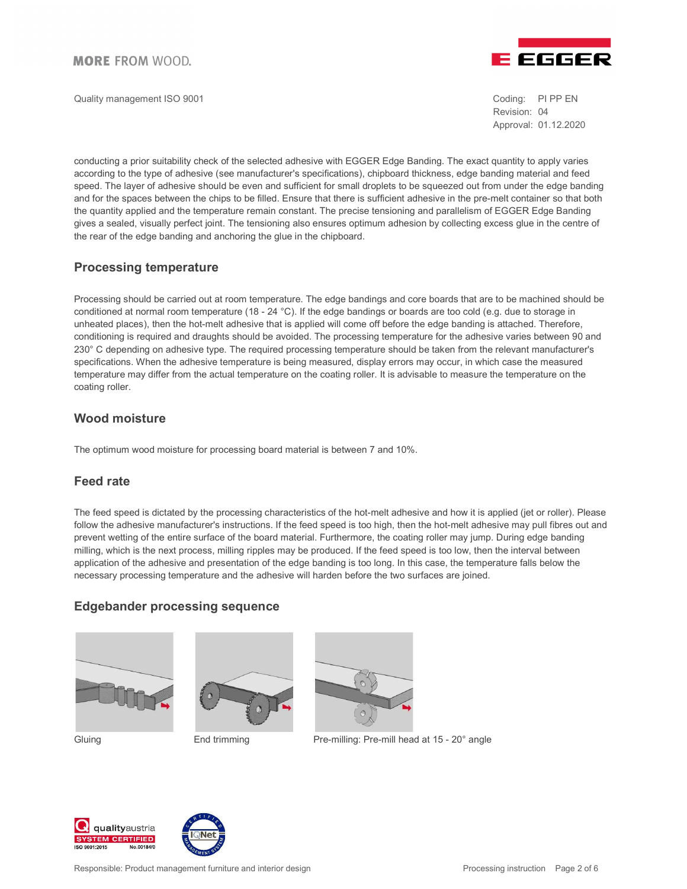conducting a prior suitability check of the selected adhesive with EGGER Edge Banding. The exact quantity to apply varies according to the type of adhesive (see manufacturer's specifications), chipboard thickness, edge banding material and feed speed. The layer of adhesive should be even and sufficient for small droplets to be squeezed out from under the edge banding and for the spaces between the chips to be filled. Ensure that there is sufficient adhesive in the pre-melt container so that both the quantity applied and the temperature remain constant. The precise tensioning and parallelism of EGGER Edge Banding gives a sealed, visually perfect joint. The tensioning also ensures optimum adhesion by collecting excess glue in the centre of the rear of the edge banding and anchoring the glue in the chipboard.

## Processing temperature

Processing should be carried out at room temperature. The edge bandings and core boards that are to be machined should be conditioned at normal room temperature (18 - 24 °C). If the edge bandings or boards are too cold (e.g. due to storage in unheated places), then the hot-melt adhesive that is applied will come off before the edge banding is attached. Therefore, conditioning is required and draughts should be avoided. The processing temperature for the adhesive varies between 90 and 230° C depending on adhesive type. The required processing temperature should be taken from the relevant manufacturer's specifications. When the adhesive temperature is being measured, display errors may occur, in which case the measured temperature may differ from the actual temperature on the coating roller. It is advisable to measure the temperature on the coating roller.

## Wood moisture

The optimum wood moisture for processing board material is between 7 and 10%.

## Feed rate

The feed speed is dictated by the processing characteristics of the hot-melt adhesive and how it is applied (jet or roller). Please follow the adhesive manufacturer's instructions. If the feed speed is too high, then the hot-melt adhesive may pull fibres out and prevent wetting of the entire surface of the board material. Furthermore, the coating roller may jump. During edge banding milling, which is the next process, milling ripples may be produced. If the feed speed is too low, then the interval between application of the adhesive and presentation of the edge banding is too long. In this case, the temperature falls below the necessary processing temperature and the adhesive will harden before the two surfaces are joined.

## Edgebander processing sequence

Gluing

End trimming

Pre-milling: Pre-mill head at 15 - 20° angle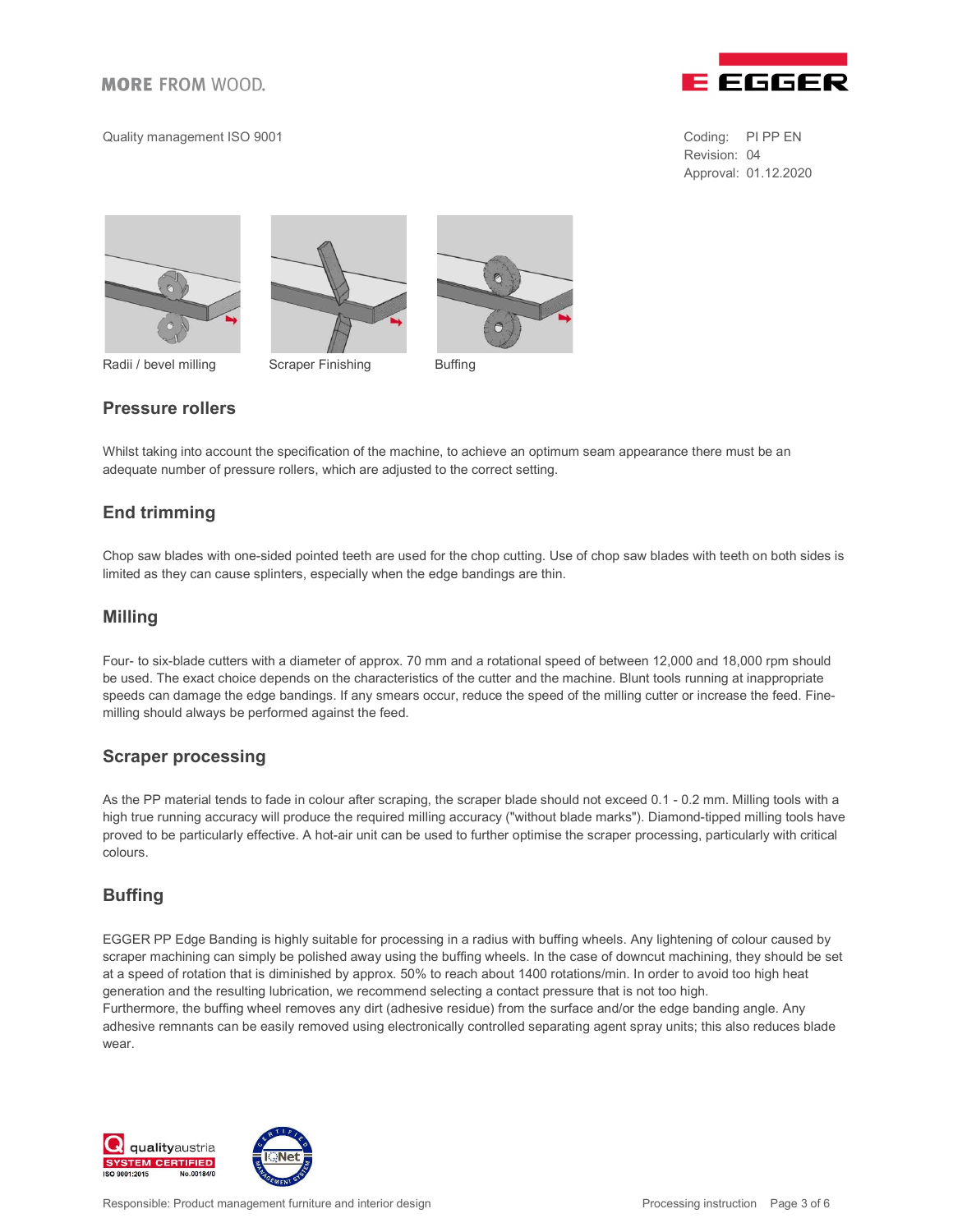Radii / bevel milling

Scraper Finishing

Buffing

## Pressure rollers

Whilst taking into account the specification of the machine, to achieve an optimum seam appearance there must be an adequate number of pressure rollers, which are adjusted to the correct setting.

## End trimming

Chop saw blades with one-sided pointed teeth are used for the chop cutting. Use of chop saw blades with teeth on both sides is limited as they can cause splinters, especially when the edge bandings are thin.

## Milling

Four- to six-blade cutters with a diameter of approx. 70 mm and a rotational speed of between 12,000 and 18,000 rpm should be used. The exact choice depends on the characteristics of the cutter and the machine. Blunt tools running at inappropriate speeds can damage the edge bandings. If any smears occur, reduce the speed of the milling cutter or increase the feed. Fine-milling should always be performed against the feed.

## Scraper processing

As the PP material tends to fade in colour after scraping, the scraper blade should not exceed 0.1 - 0.2 mm. Milling tools with a high true running accuracy will produce the required milling accuracy ("without blade marks"). Diamond-tipped milling tools have proved to be particularly effective. A hot-air unit can be used to further optimise the scraper processing, particularly with critical colours.

## Buffing

EGGER PP Edge Banding is highly suitable for processing in a radius with buffing wheels. Any lightening of colour caused by scraper machining can simply be polished away using the buffing wheels. In the case of downcut machining, they should be set at a speed of rotation that is diminished by approx. 50% to reach about 1400 rotations/min. In order to avoid too high heat generation and the resulting lubrication, we recommend selecting a contact pressure that is not too high.
Furthermore, the buffing wheel removes any dirt (adhesive residue) from the surface and/or the edge banding angle. Any adhesive remnants can be easily removed using electronically controlled separating agent spray units; this also reduces blade wear.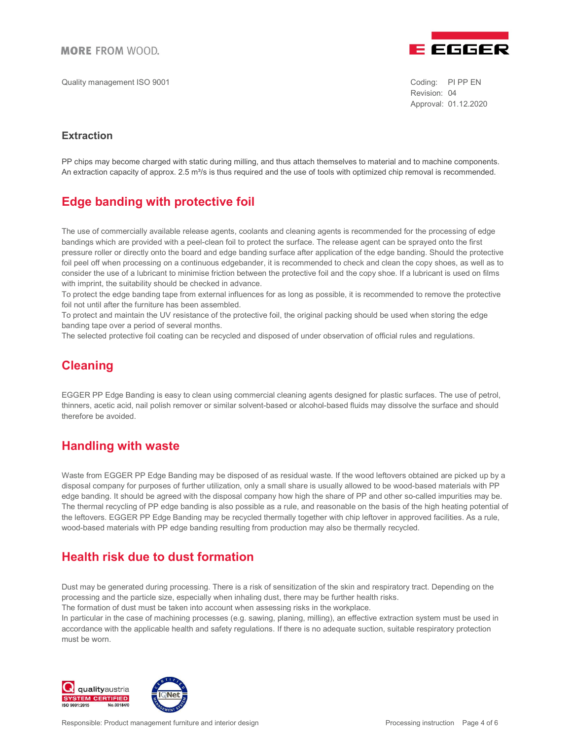### Extraction

PP chips may become charged with static during milling, and thus attach themselves to material and to machine components. An extraction capacity of approx. 2.5 m³/s is thus required and the use of tools with optimized chip removal is recommended.

## Edge banding with protective foil

The use of commercially available release agents, coolants and cleaning agents is recommended for the processing of edge bandings which are provided with a peel-clean foil to protect the surface. The release agent can be sprayed onto the first pressure roller or directly onto the board and edge banding surface after application of the edge banding. Should the protective foil peel off when processing on a continuous edgebander, it is recommended to check and clean the copy shoes, as well as to consider the use of a lubricant to minimise friction between the protective foil and the copy shoe. If a lubricant is used on films with imprint, the suitability should be checked in advance.

To protect the edge banding tape from external influences for as long as possible, it is recommended to remove the protective foil not until after the furniture has been assembled.

To protect and maintain the UV resistance of the protective foil, the original packing should be used when storing the edge banding tape over a period of several months.

The selected protective foil coating can be recycled and disposed of under observation of official rules and regulations.

## Cleaning

EGGER PP Edge Banding is easy to clean using commercial cleaning agents designed for plastic surfaces. The use of petrol, thinners, acetic acid, nail polish remover or similar solvent-based or alcohol-based fluids may dissolve the surface and should therefore be avoided.

## Handling with waste

Waste from EGGER PP Edge Banding may be disposed of as residual waste. If the wood leftovers obtained are picked up by a disposal company for purposes of further utilization, only a small share is usually allowed to be wood-based materials with PP edge banding. It should be agreed with the disposal company how high the share of PP and other so-called impurities may be. The thermal recycling of PP edge banding is also possible as a rule, and reasonable on the basis of the high heating potential of the leftovers. EGGER PP Edge Banding may be recycled thermally together with chip leftover in approved facilities. As a rule, wood-based materials with PP edge banding resulting from production may also be thermally recycled.

## Health risk due to dust formation

Dust may be generated during processing. There is a risk of sensitization of the skin and respiratory tract. Depending on the processing and the particle size, especially when inhaling dust, there may be further health risks.

The formation of dust must be taken into account when assessing risks in the workplace.

In particular in the case of machining processes (e.g. sawing, planing, milling), an effective extraction system must be used in accordance with the applicable health and safety regulations. If there is no adequate suction, suitable respiratory protection must be worn.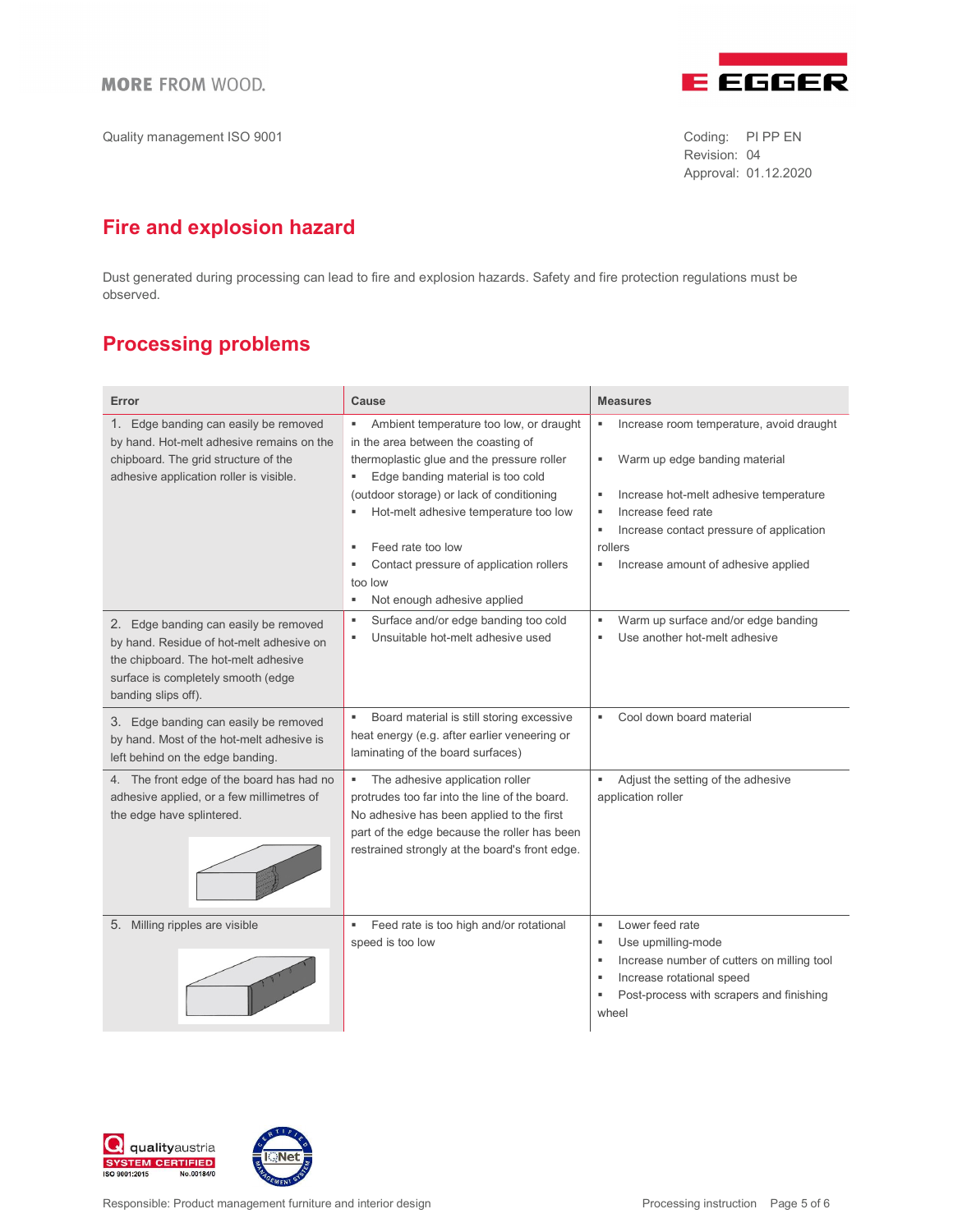Quality management ISO 9001

Coding: PI PP EN
Revision: 04
Approval: 01.12.2020

## Fire and explosion hazard

Dust generated during processing can lead to fire and explosion hazards. Safety and fire protection regulations must be observed.

## Processing problems

| Error | Cause | Measures |
|---|---|---|
| 1. Edge banding can easily be removed by hand. Hot-melt adhesive remains on the chipboard. The grid structure of the adhesive application roller is visible. | ▪ Ambient temperature too low, or draught in the area between the coating of thermoplastic glue and the pressure roller<br>▪ Edge banding material is too cold (outdoor storage) or lack of conditioning<br>▪ Hot-melt adhesive temperature too low<br>▪ Feed rate too low<br>▪ Contact pressure of application rollers too low<br>▪ Not enough adhesive applied | ▪ Increase room temperature, avoid draught<br>▪ Warm up edge banding material<br>▪ Increase hot-melt adhesive temperature<br>▪ Increase feed rate<br>▪ Increase contact pressure of application rollers<br>▪ Increase amount of adhesive applied |
| 2. Edge banding can easily be removed by hand. Residue of hot-melt adhesive on the chipboard. The hot-melt adhesive surface is completely smooth (edge banding slips off). | ▪ Surface and/or edge banding too cold<br>▪ Unsuitable hot-melt adhesive used | ▪ Warm up surface and/or edge banding<br>▪ Use another hot-melt adhesive |
| 3. Edge banding can easily be removed by hand. Most of the hot-melt adhesive is left behind on the edge banding. | ▪ Board material is still storing excessive heat energy (e.g. after earlier veneering or laminating of the board surfaces) | ▪ Cool down board material |
| 4. The front edge of the board has had no adhesive applied, or a few millimetres of the edge have splintered. | ▪ The adhesive application roller protrudes too far into the line of the board. No adhesive has been applied to the first part of the edge because the roller has been restrained strongly at the board's front edge. | ▪ Adjust the setting of the adhesive application roller |
| 5. Milling ripples are visible | ▪ Feed rate is too high and/or rotational speed is too low | ▪ Lower feed rate<br>▪ Use upmilling-mode<br>▪ Increase number of cutters on milling tool<br>▪ Increase rotational speed<br>▪ Post-process with scrapers and finishing wheel |

Responsible: Product management furniture and interior design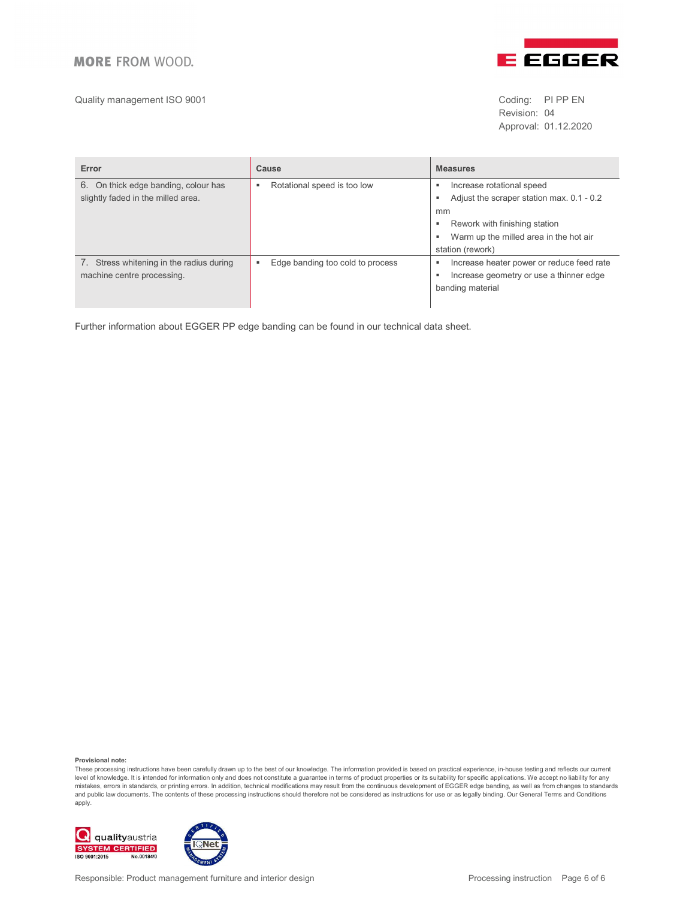| Error | Cause | Measures |
|---|---|---|
| 6. On thick edge banding, colour has slightly faded in the milled area. | ▪ Rotational speed is too low | ▪ Increase rotational speed<br>▪ Adjust the scraper station max. 0.1 - 0.2 mm<br>▪ Rework with finishing station<br>▪ Warm up the milled area in the hot air station (rework) |
| 7. Stress whitening in the radius during machine centre processing. | ▪ Edge banding too cold to process | ▪ Increase heater power or reduce feed rate<br>▪ Increase geometry or use a thinner edge banding material |

Further information about EGGER PP edge banding can be found in our technical data sheet.

**Provisional note:**
These processing instructions have been carefully drawn up to the best of our knowledge. The information provided is based on practical experience, in-house testing and reflects our current level of knowledge. It is intended for information only and does not constitute a guarantee in terms of product properties or its suitability for specific applications. We accept no liability for any mistakes, errors in standards, or printing errors. In addition, technical modifications may result from the continuous development of EGGER edge banding, as well as from changes to standards and public law documents. The contents of these processing instructions should therefore not be considered as instructions for use or as legally binding. Our General Terms and Conditions apply.